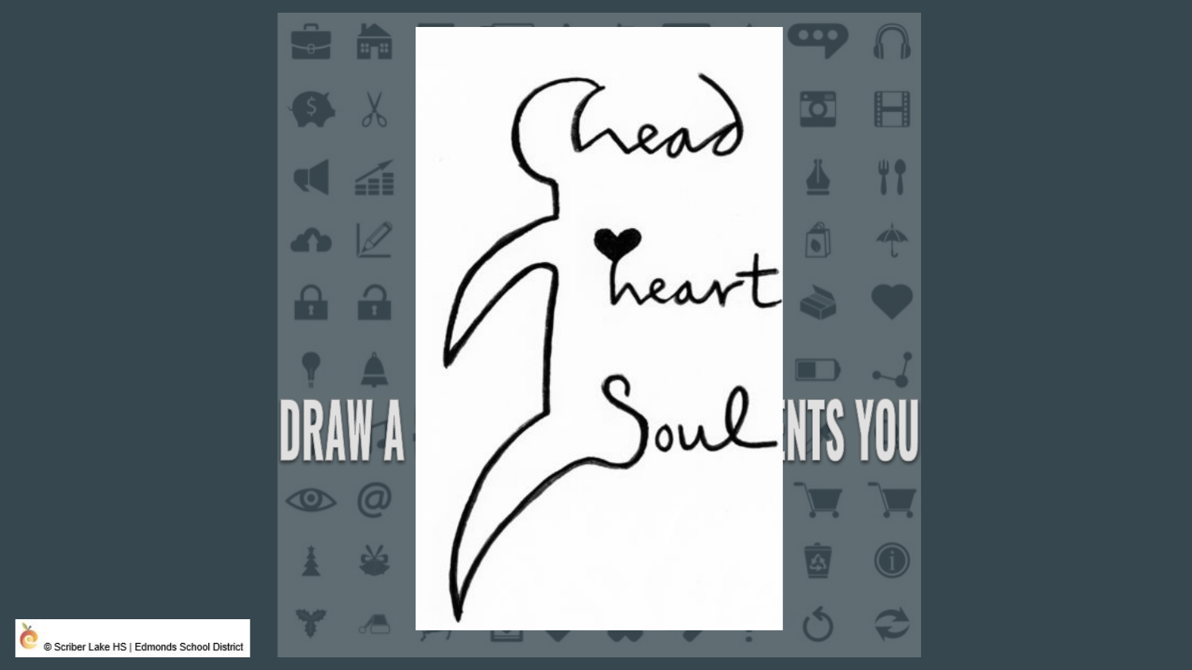head

heart

Soul

DRAW A ... NTS YOU

© Scriber Lake HS | Edmonds School District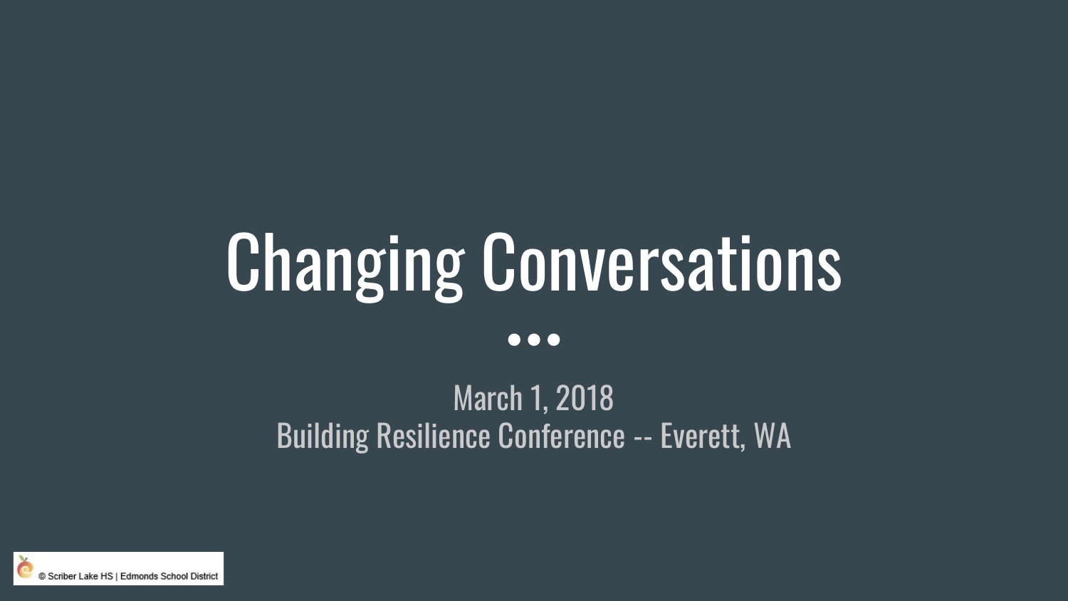# Changing Conversations

March 1, 2018

Building Resilience Conference -- Everett, WA

© Scriber Lake HS | Edmonds School District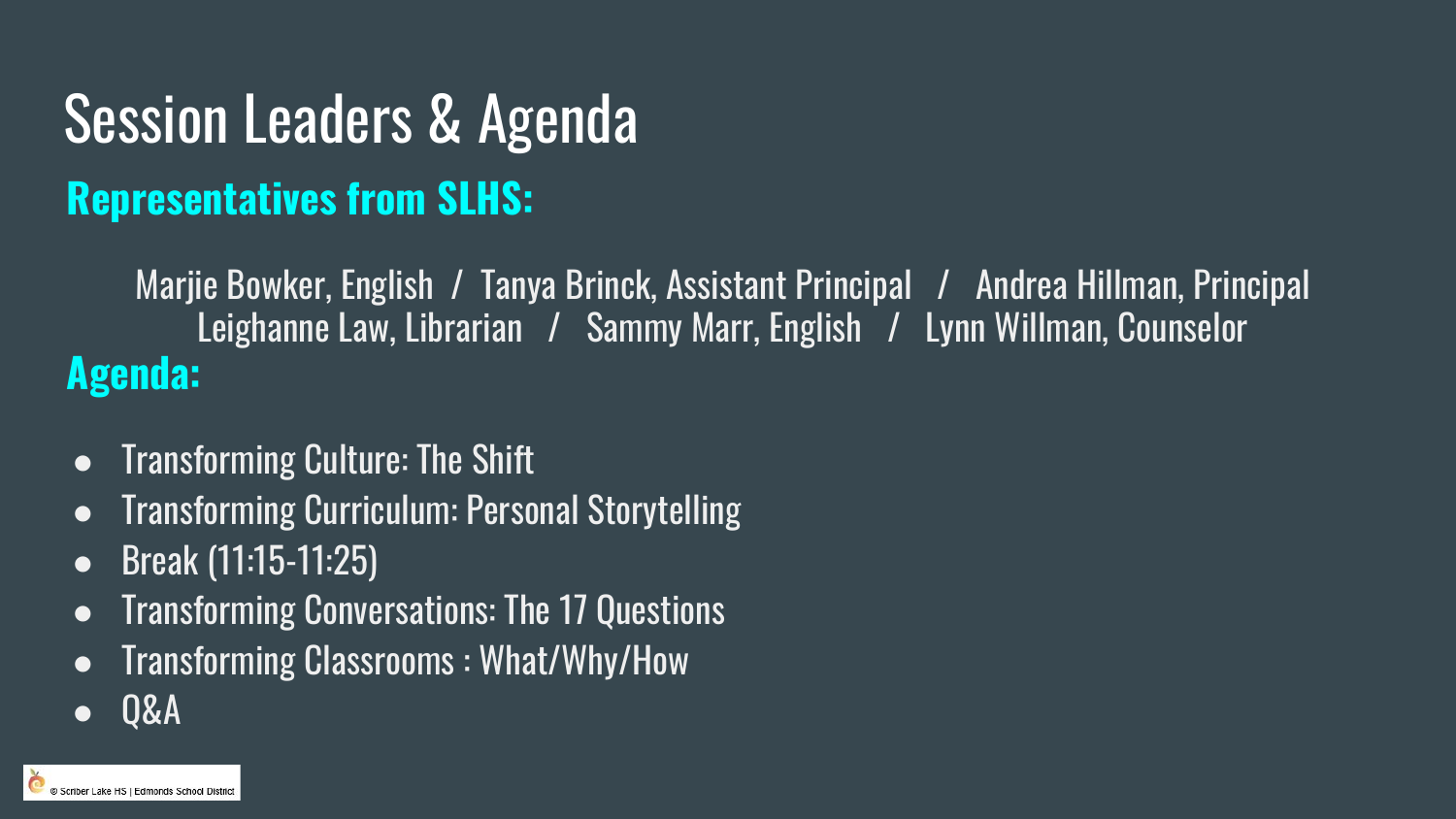# Session Leaders & Agenda

## Representatives from SLHS:

Marjie Bowker, English / Tanya Brinck, Assistant Principal / Andrea Hillman, Principal
Leighanne Law, Librarian / Sammy Marr, English / Lynn Willman, Counselor

## Agenda:

- Transforming Culture: The Shift
- Transforming Curriculum: Personal Storytelling
- Break (11:15-11:25)
- Transforming Conversations: The 17 Questions
- Transforming Classrooms : What/Why/How
- Q&A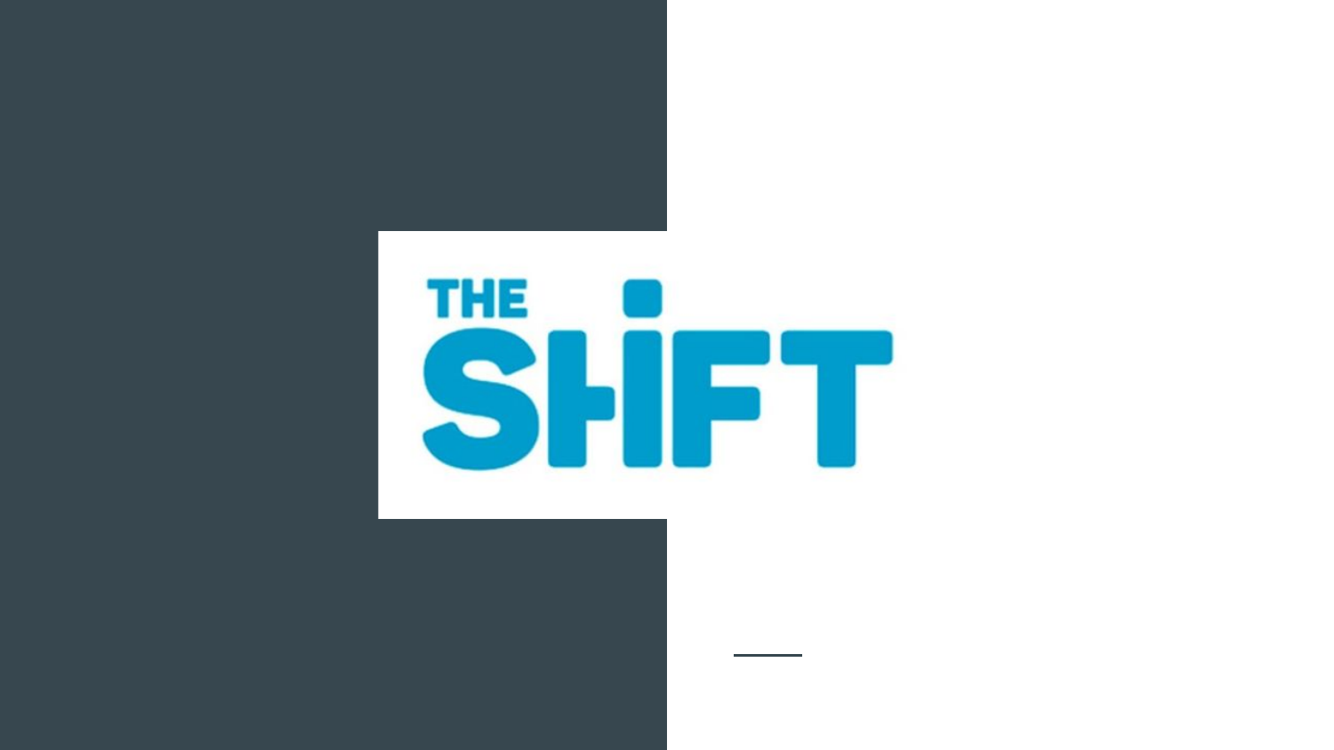THE SHIFT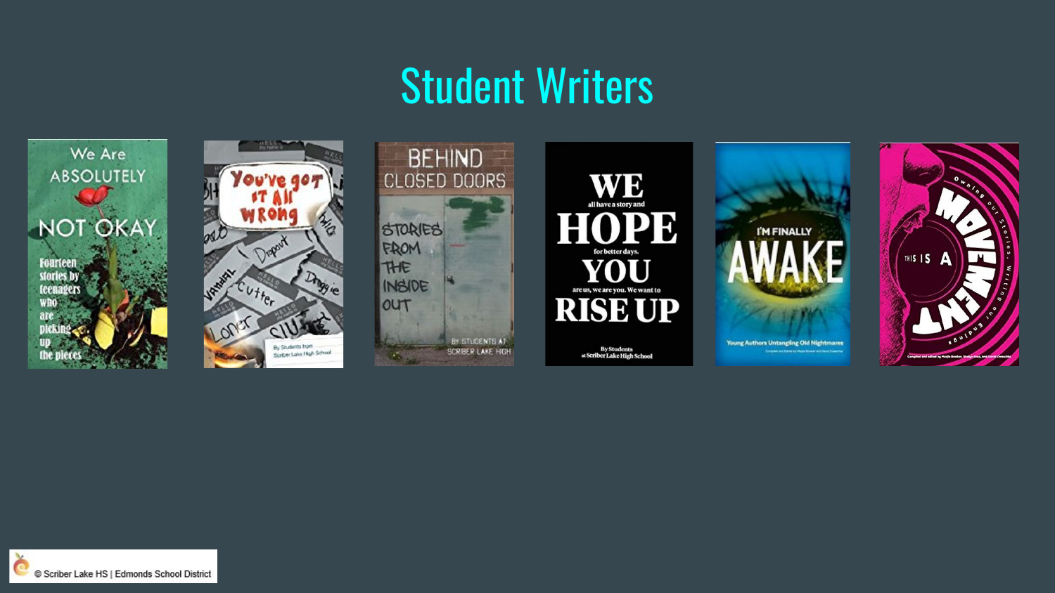# Student Writers

We Are ABSOLUTELY NOT OKAY

Fourteen stories by teenagers who are picking up the pieces

You've got it all wrong

By Students from Scriber Lake High School

BEHIND CLOSED DOORS

STORIES FROM THE INSIDE OUT

BY STUDENTS AT SCRIBER LAKE HIGH

WE all have a story and HOPE for better days. YOU are us, we are you. We want to RISE UP

By Students at Scriber Lake High School

I'M FINALLY AWAKE

Young Authors Untangling Old Nightmares

THIS IS A MOVEMENT

Owning our Stories, Writing our Endings

© Scriber Lake HS | Edmonds School District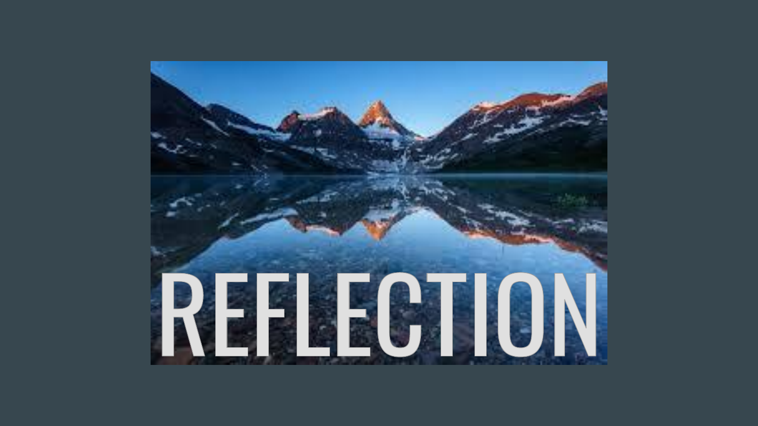# REFLECTION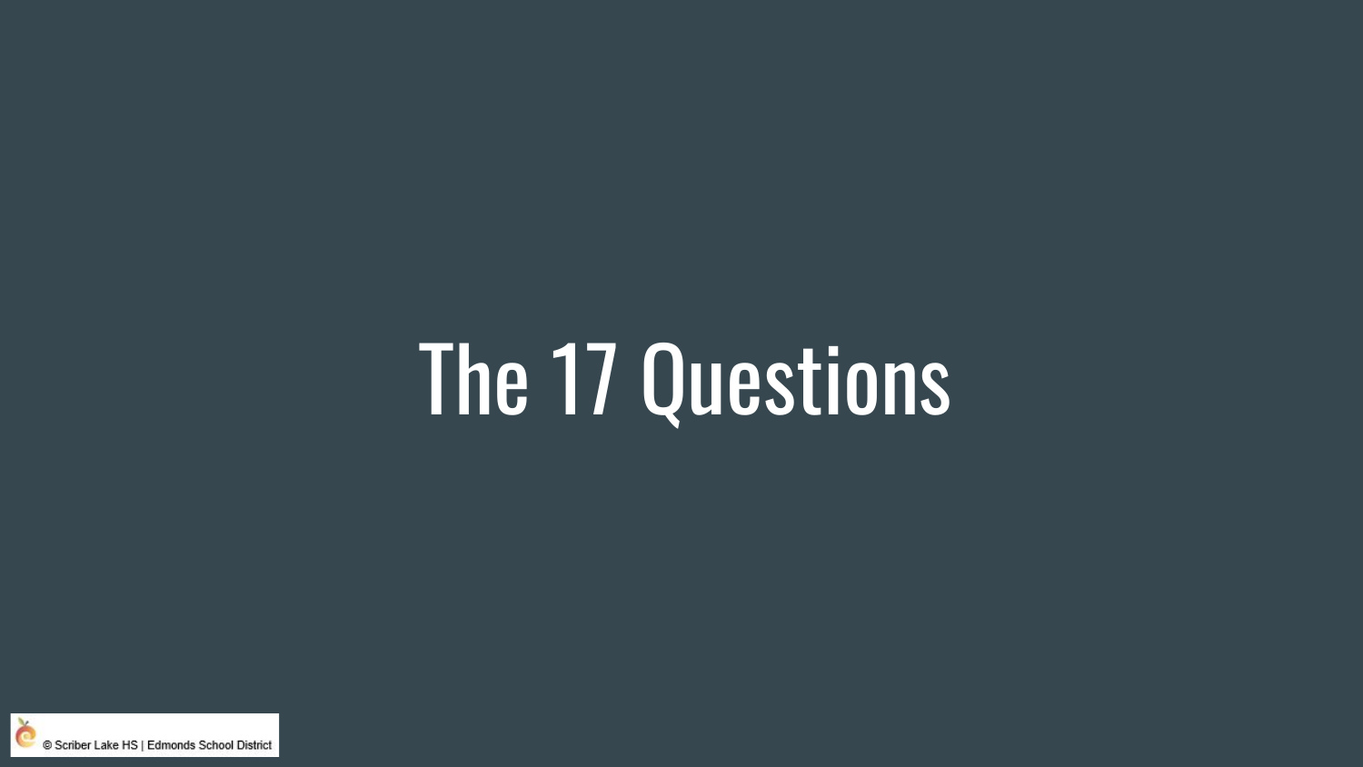# The 17 Questions

© Scriber Lake HS | Edmonds School District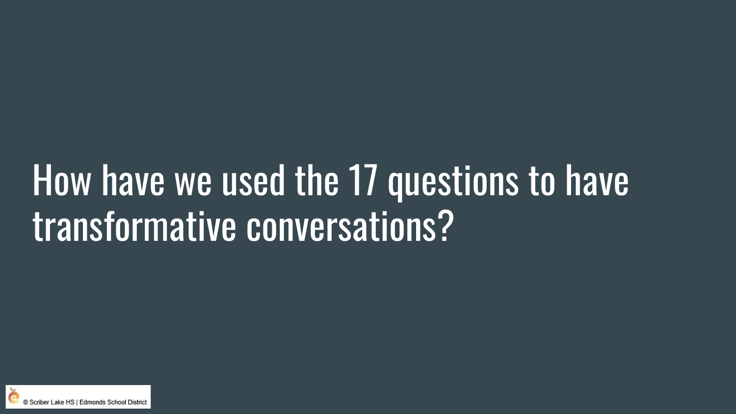# How have we used the 17 questions to have transformative conversations?

© Scriber Lake HS | Edmonds School District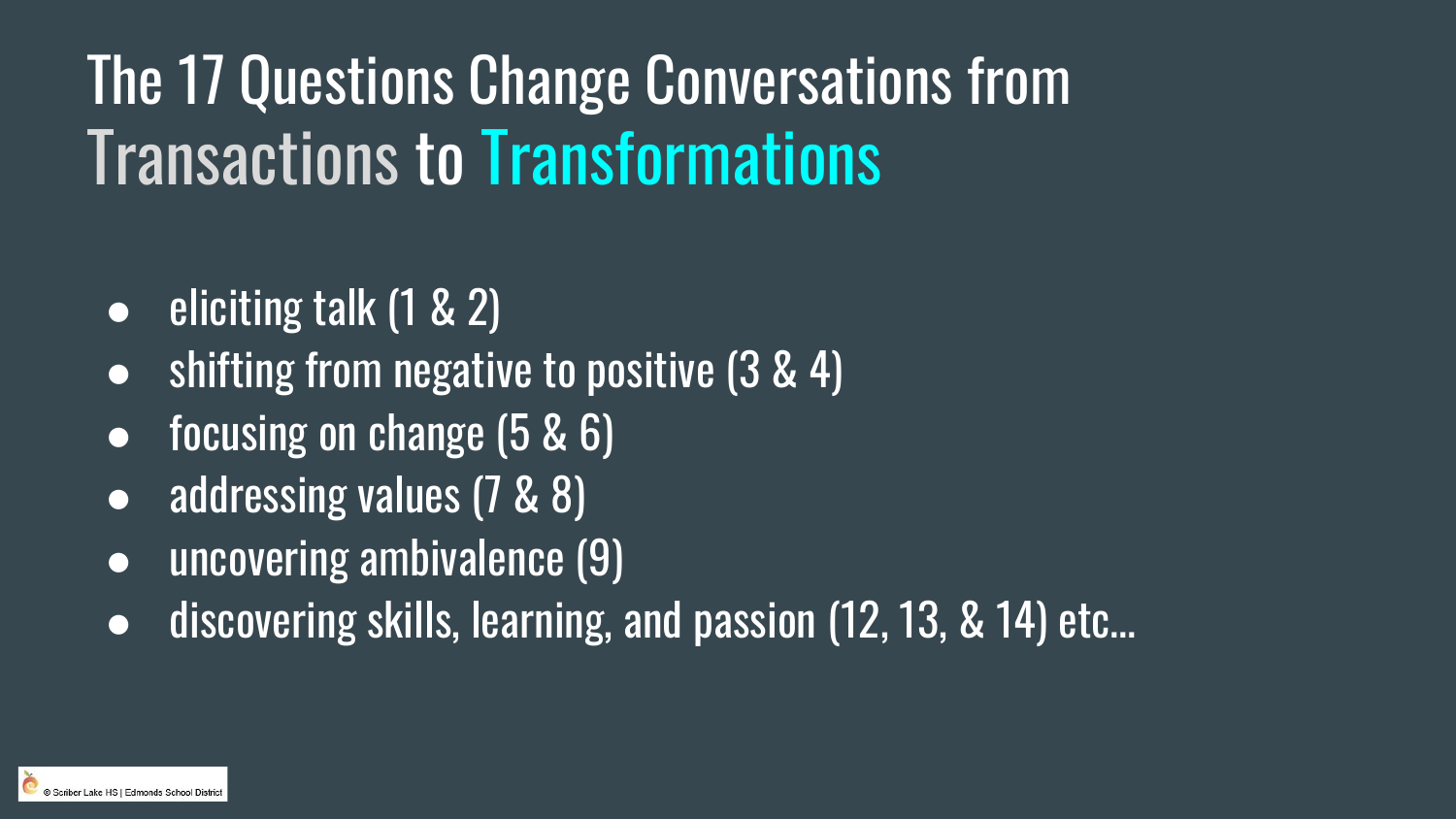# The 17 Questions Change Conversations from Transactions to Transformations

- eliciting talk (1 & 2)
- shifting from negative to positive (3 & 4)
- focusing on change (5 & 6)
- addressing values (7 & 8)
- uncovering ambivalence (9)
- discovering skills, learning, and passion (12, 13, & 14) etc...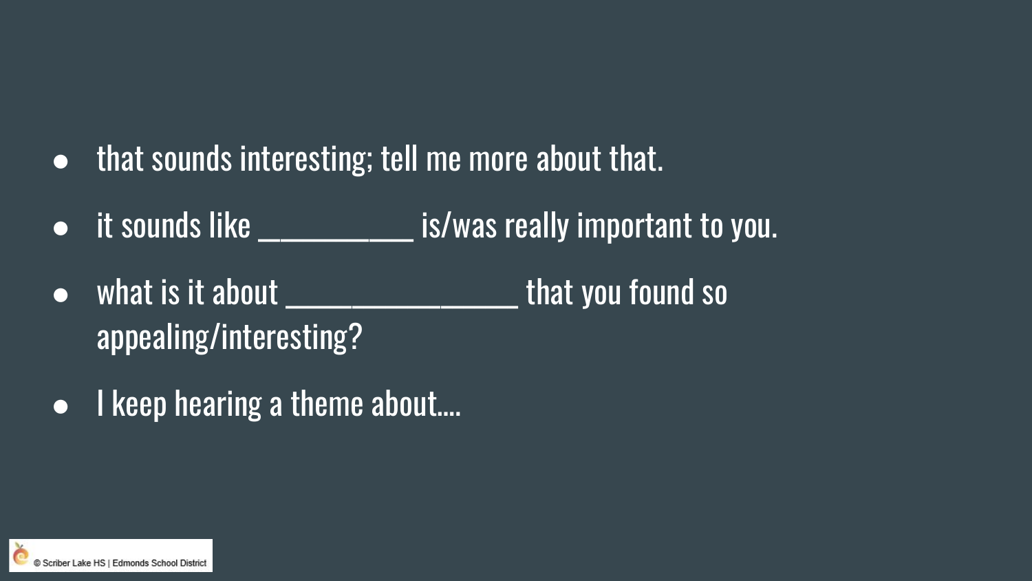- that sounds interesting; tell me more about that.
- it sounds like __________ is/was really important to you.
- what is it about _______________ that you found so appealing/interesting?
- I keep hearing a theme about....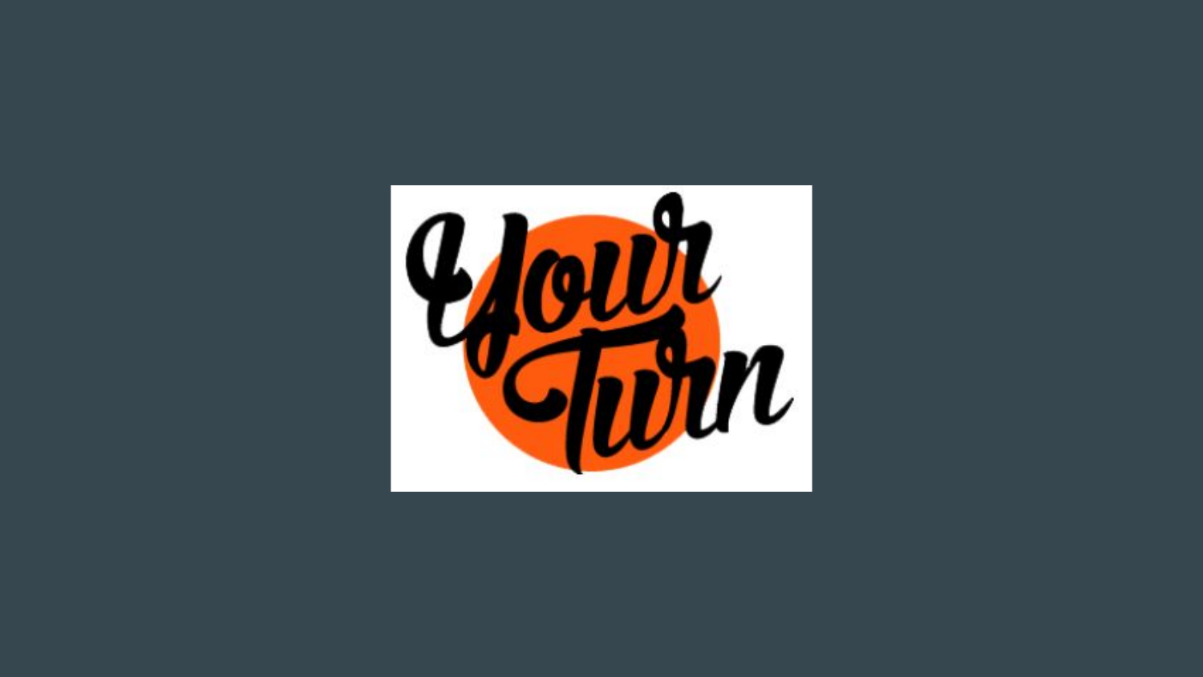Your Turn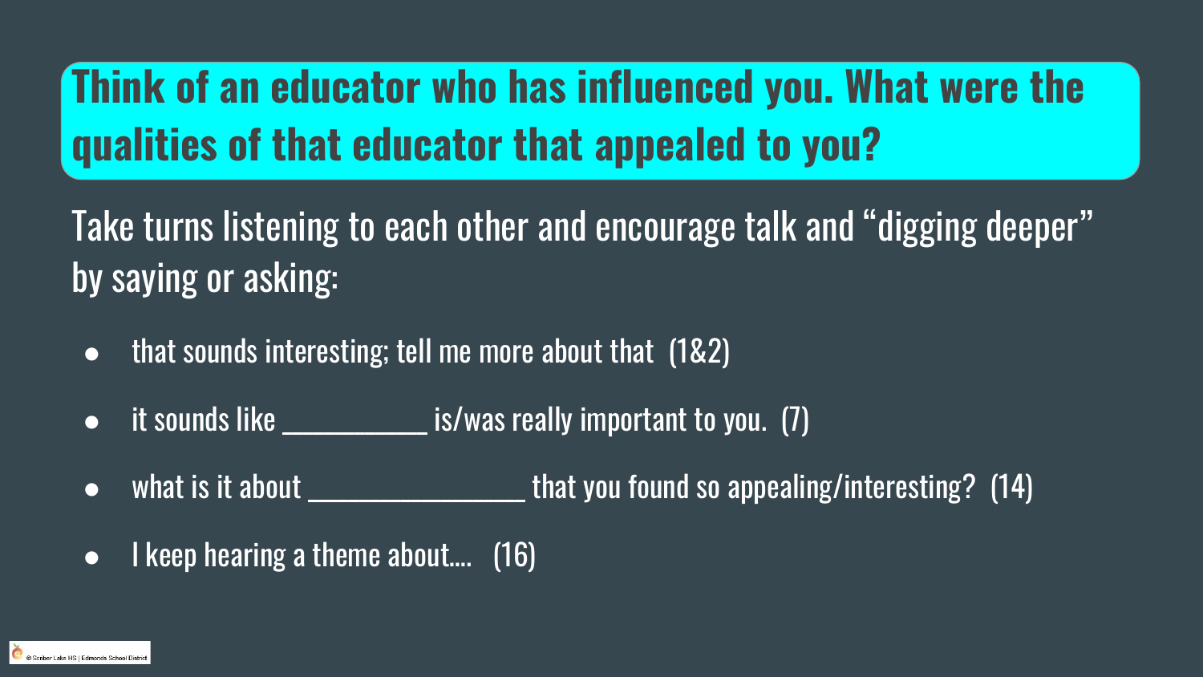# Think of an educator who has influenced you. What were the qualities of that educator that appealed to you?

Take turns listening to each other and encourage talk and "digging deeper" by saying or asking:

- that sounds interesting; tell me more about that (1&2)
- it sounds like __________ is/was really important to you. (7)
- what is it about _______________ that you found so appealing/interesting? (14)
- I keep hearing a theme about.... (16)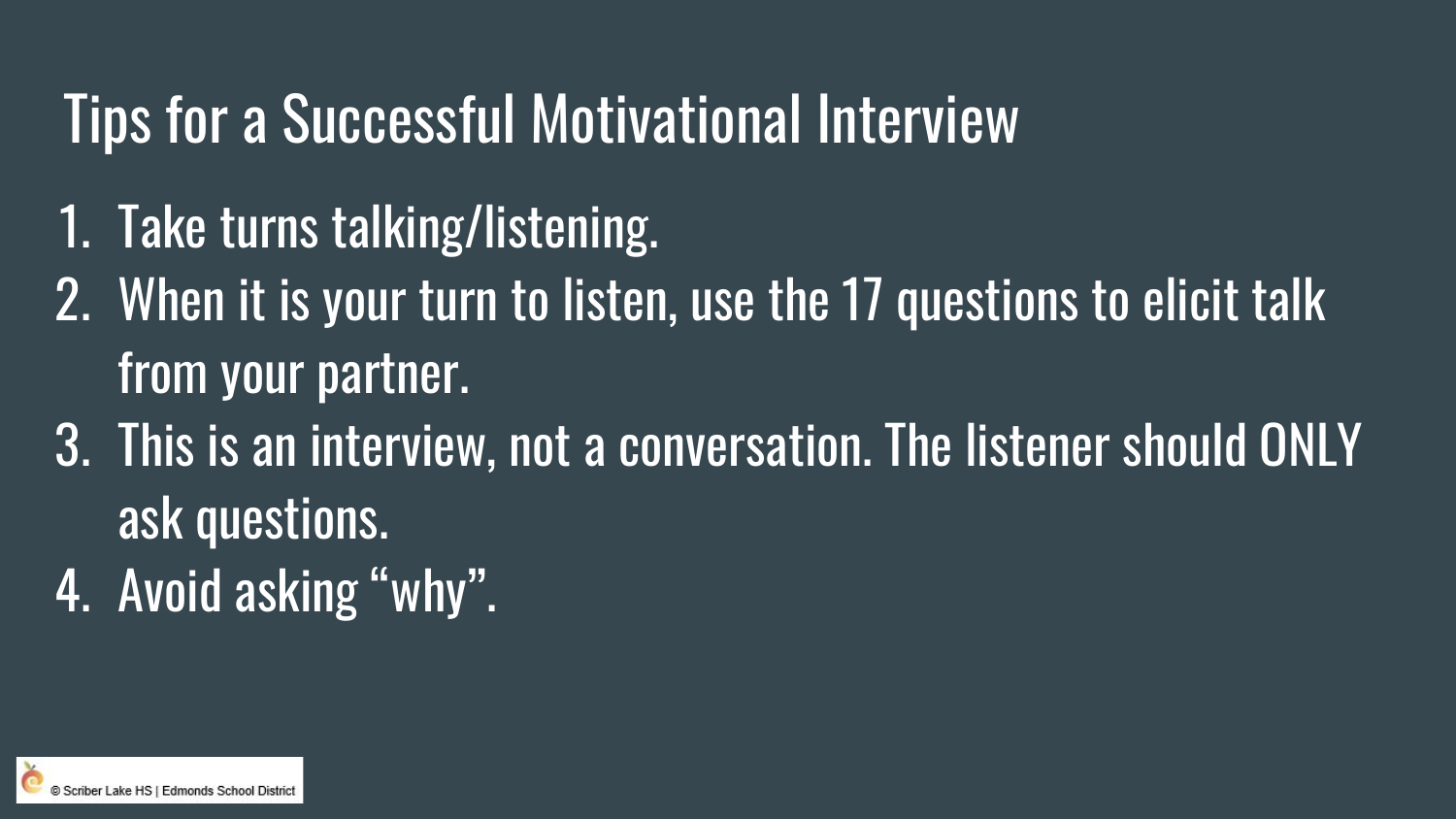# Tips for a Successful Motivational Interview

1. Take turns talking/listening.
2. When it is your turn to listen, use the 17 questions to elicit talk from your partner.
3. This is an interview, not a conversation. The listener should ONLY ask questions.
4. Avoid asking "why".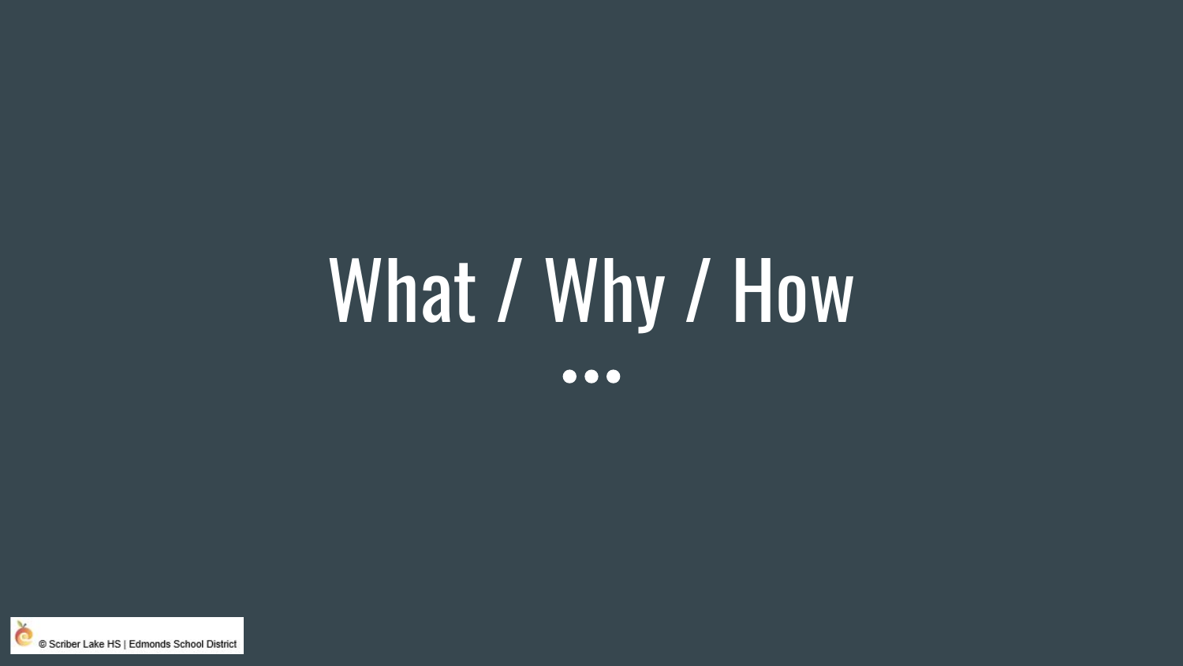# What / Why / How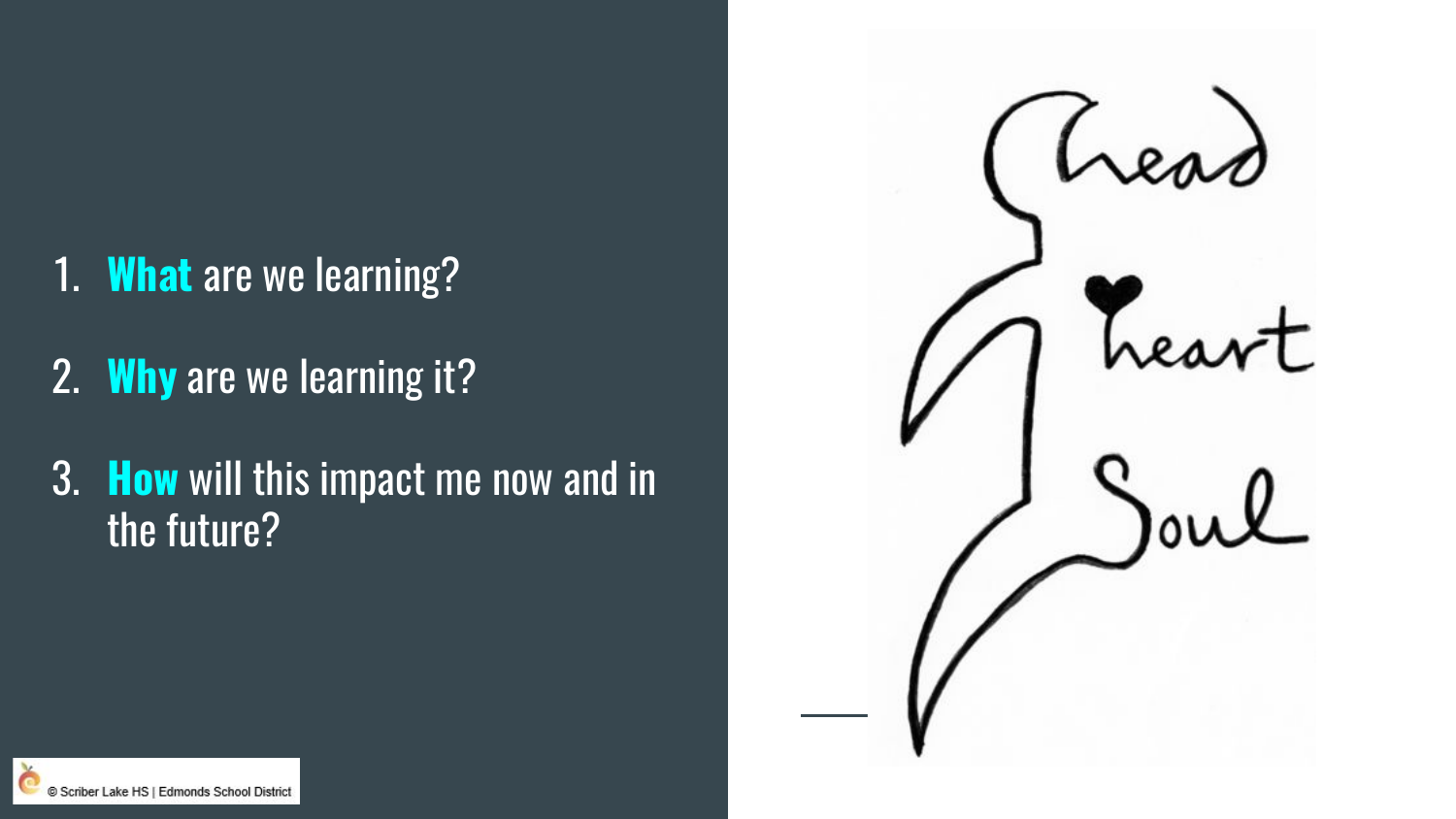1. **What** are we learning?

2. **Why** are we learning it?

3. **How** will this impact me now and in the future?

Head

Heart

Soul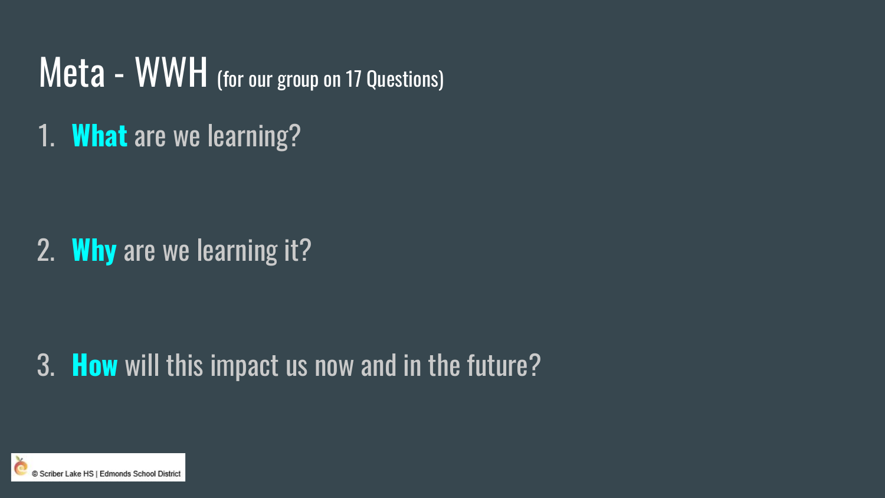# Meta - WWH (for our group on 17 Questions)

1. **What** are we learning?

2. **Why** are we learning it?

3. **How** will this impact us now and in the future?

© Scriber Lake HS | Edmonds School District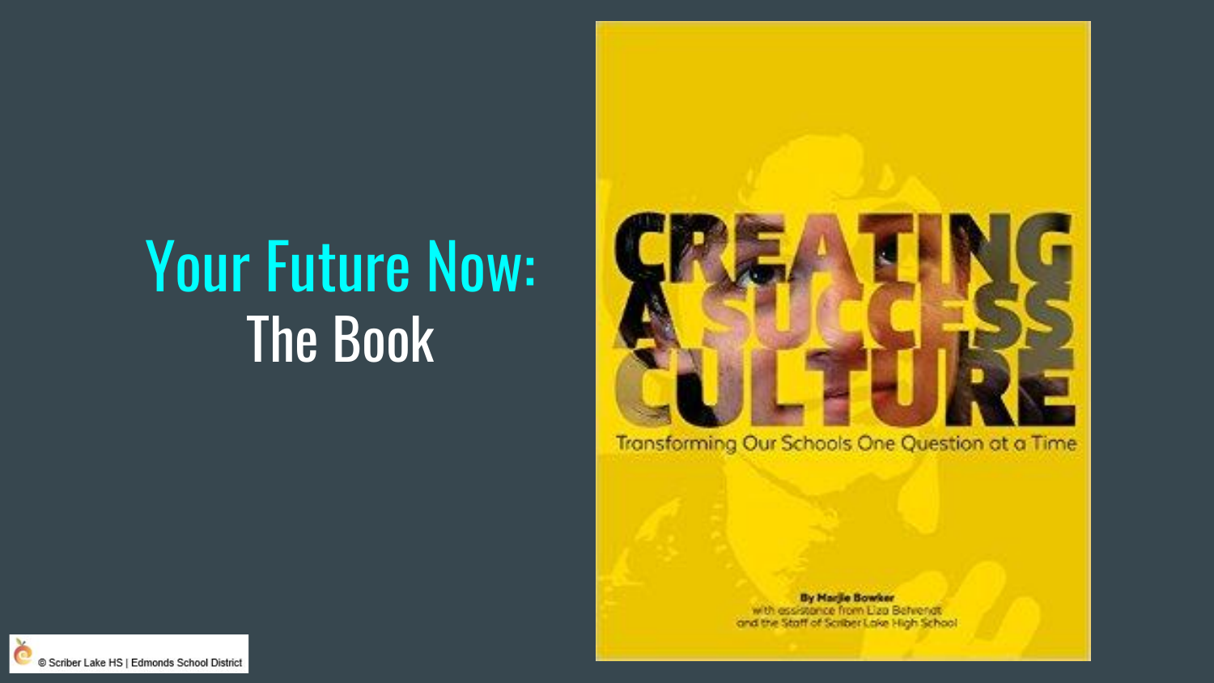# Your Future Now:

## The Book

CREATING A SUCCESS CULTURE

Transforming Our Schools One Question at a Time

By Marjie Bowker
with assistance from Liza Behrendt
and the Staff of Scriber Lake High School

© Scriber Lake HS | Edmonds School District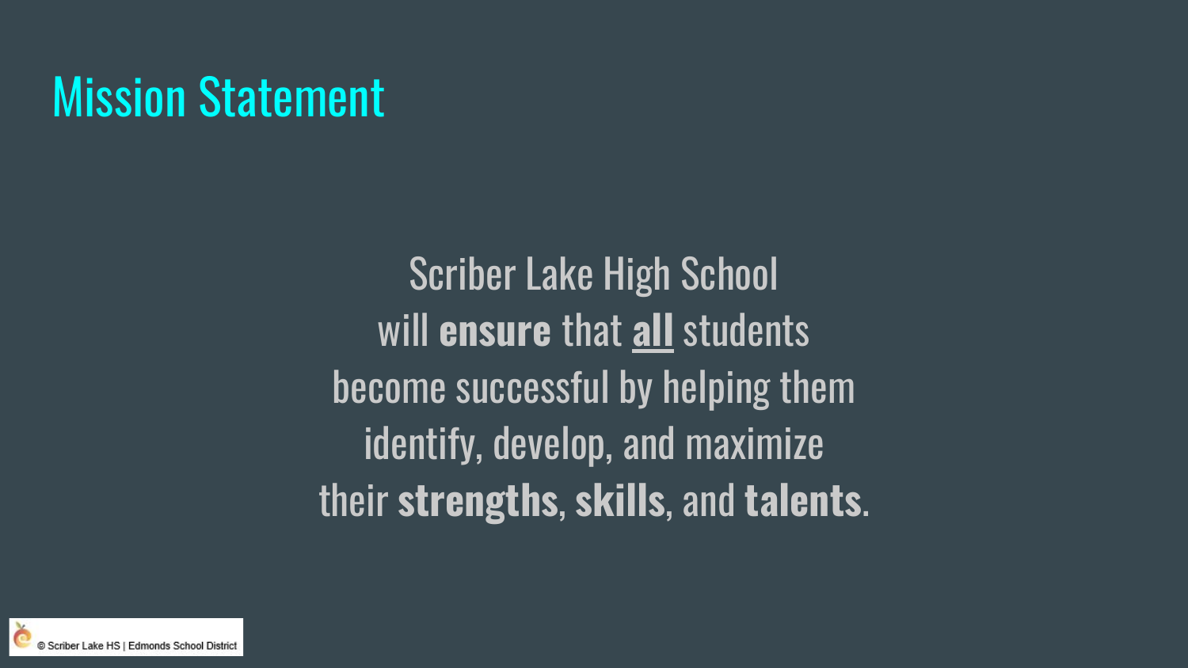# Mission Statement

Scriber Lake High School
will **ensure** that **<u>all</u>** students
become successful by helping them
identify, develop, and maximize
their **strengths**, **skills**, and **talents**.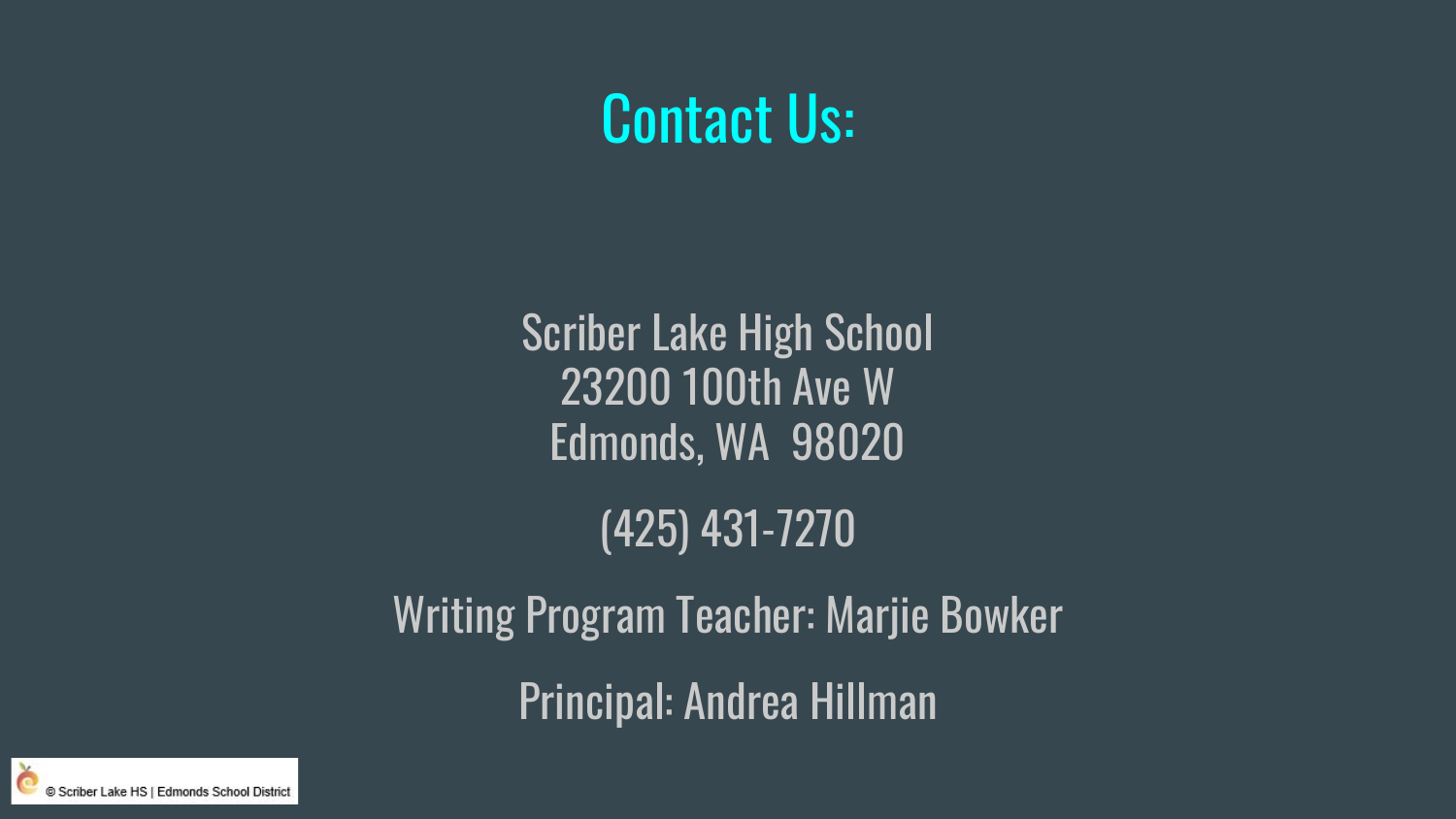# Contact Us:

Scriber Lake High School
23200 100th Ave W
Edmonds, WA  98020

(425) 431-7270

Writing Program Teacher: Marjie Bowker

Principal: Andrea Hillman

© Scriber Lake HS | Edmonds School District